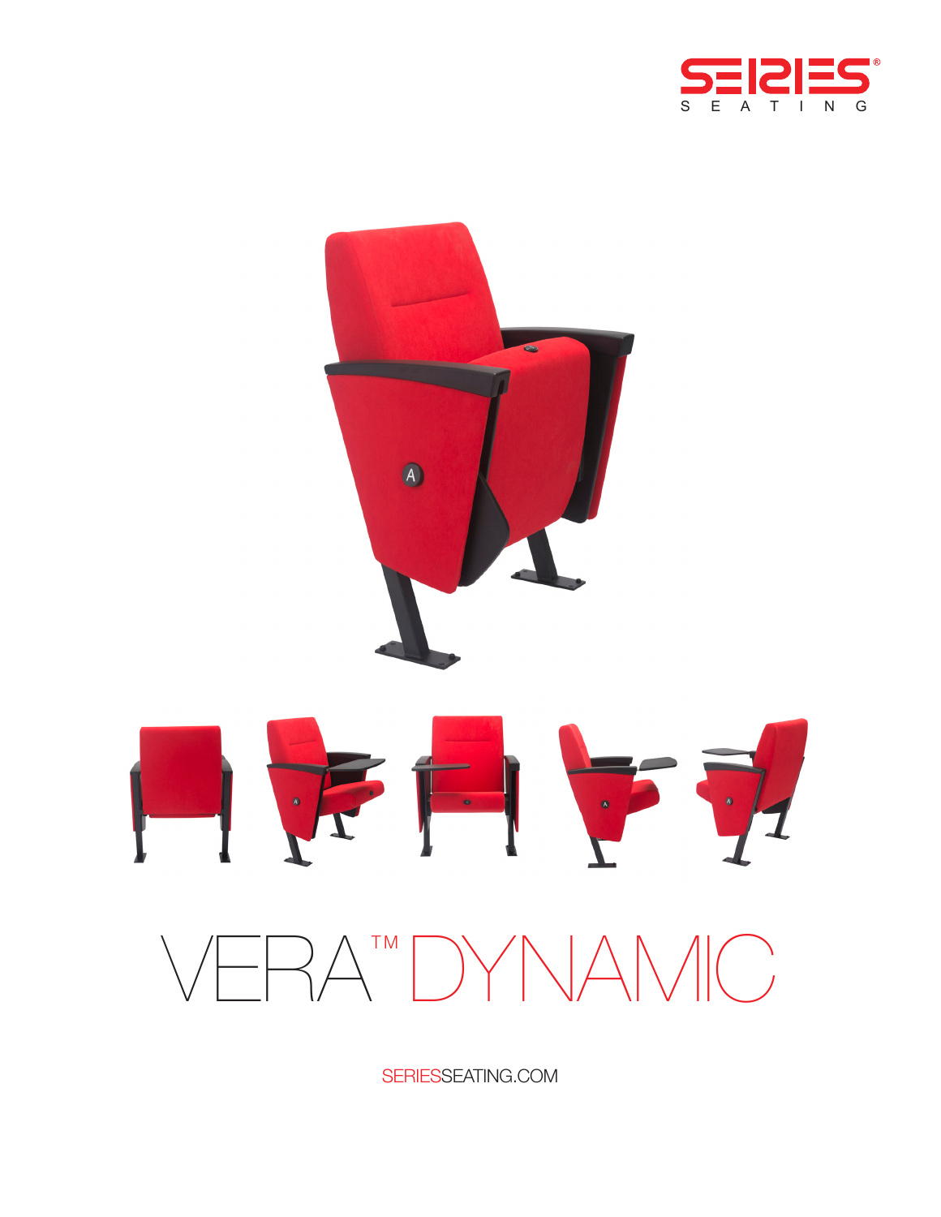SERIES® SEATING

# VERA™ DYNAMIC

SERIESSEATING.COM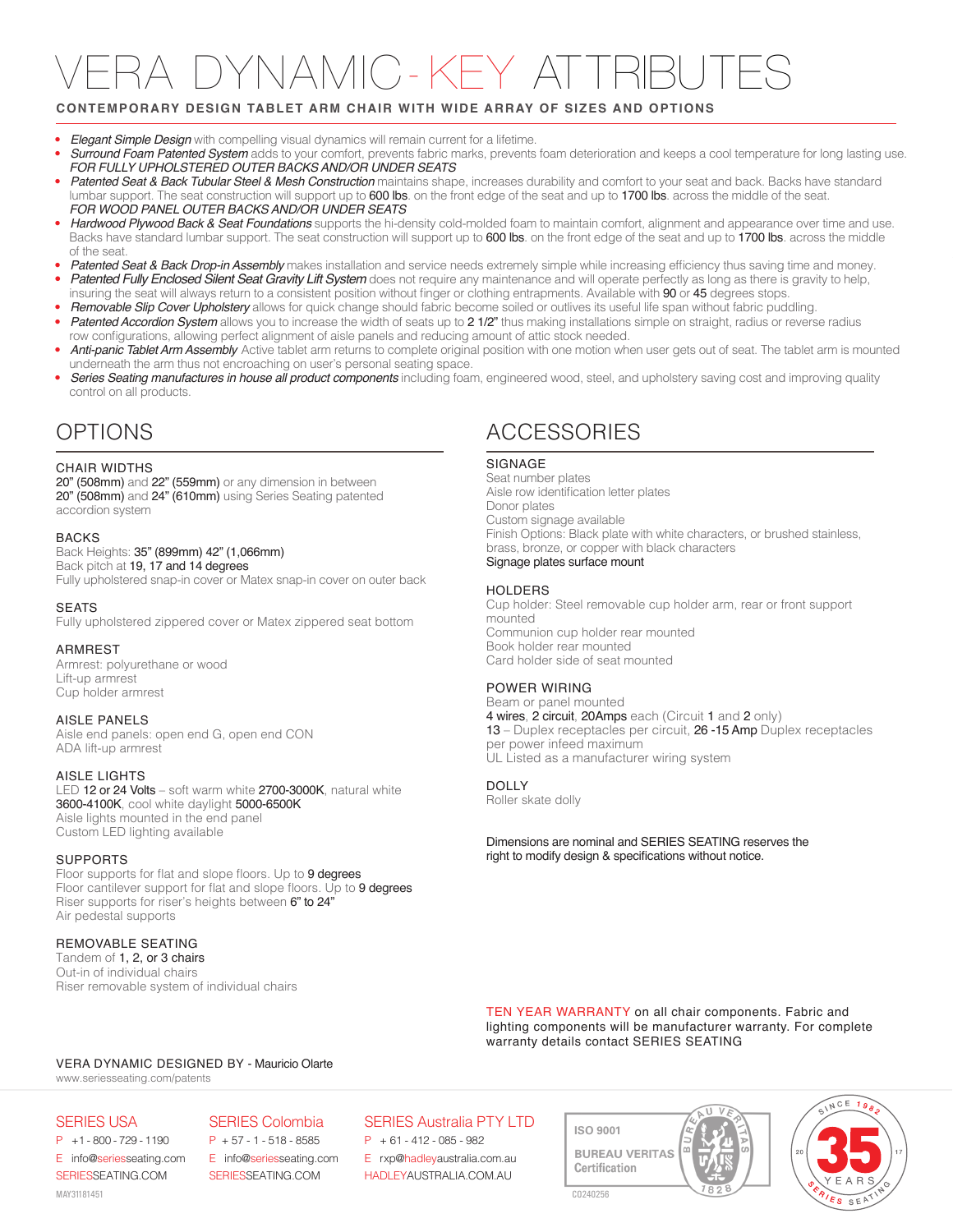# VERA DYNAMIC - KEY ATTRIBUTES

**CONTEMPORARY DESIGN TABLET ARM CHAIR WITH WIDE ARRAY OF SIZES AND OPTIONS**

- *Elegant Simple Design* with compelling visual dynamics will remain current for a lifetime.
- *Surround Foam Patented System* adds to your comfort, prevents fabric marks, prevents foam deterioration and keeps a cool temperature for long lasting use. *FOR FULLY UPHOLSTERED OUTER BACKS AND/OR UNDER SEATS*
- *Patented Seat & Back Tubular Steel & Mesh Construction* maintains shape, increases durability and comfort to your seat and back. Backs have standard lumbar support. The seat construction will support up to 600 lbs. on the front edge of the seat and up to 1700 lbs. across the middle of the seat. *FOR WOOD PANEL OUTER BACKS AND/OR UNDER SEATS*
- *Hardwood Plywood Back & Seat Foundations* supports the hi-density cold-molded foam to maintain comfort, alignment and appearance over time and use. Backs have standard lumbar support. The seat construction will support up to 600 lbs. on the front edge of the seat and up to 1700 lbs. across the middle of the seat.
- *Patented Seat & Back Drop-in Assembly* makes installation and service needs extremely simple while increasing efficiency thus saving time and money.
- *Patented Fully Enclosed Silent Seat Gravity Lift System* does not require any maintenance and will operate perfectly as long as there is gravity to help, insuring the seat will always return to a consistent position without finger or clothing entrapments. Available with 90 or 45 degrees stops.
- *Removable Slip Cover Upholstery* allows for quick change should fabric become soiled or outlives its useful life span without fabric puddling.
- *Patented Accordion System* allows you to increase the width of seats up to 2 1/2" thus making installations simple on straight, radius or reverse radius row configurations, allowing perfect alignment of aisle panels and reducing amount of attic stock needed.
- *Anti-panic Tablet Arm Assembly* Active tablet arm returns to complete original position with one motion when user gets out of seat. The tablet arm is mounted underneath the arm thus not encroaching on user's personal seating space.
- *Series Seating manufactures in house all product components* including foam, engineered wood, steel, and upholstery saving cost and improving quality control on all products.

## OPTIONS

### CHAIR WIDTHS
20" (508mm) and 22" (559mm) or any dimension in between
20" (508mm) and 24" (610mm) using Series Seating patented accordion system

### BACKS
Back Heights: 35" (899mm) 42" (1,066mm)
Back pitch at 19, 17 and 14 degrees
Fully upholstered snap-in cover or Matex snap-in cover on outer back

### SEATS
Fully upholstered zippered cover or Matex zippered seat bottom

### ARMREST
Armrest: polyurethane or wood
Lift-up armrest
Cup holder armrest

### AISLE PANELS
Aisle end panels: open end G, open end CON
ADA lift-up armrest

### AISLE LIGHTS
LED 12 or 24 Volts – soft warm white 2700-3000K, natural white 3600-4100K, cool white daylight 5000-6500K
Aisle lights mounted in the end panel
Custom LED lighting available

### SUPPORTS
Floor supports for flat and slope floors. Up to 9 degrees
Floor cantilever support for flat and slope floors. Up to 9 degrees
Riser supports for riser's heights between 6" to 24"
Air pedestal supports

### REMOVABLE SEATING
Tandem of 1, 2, or 3 chairs
Out-in of individual chairs
Riser removable system of individual chairs

## ACCESSORIES

### SIGNAGE
Seat number plates
Aisle row identification letter plates
Donor plates
Custom signage available
Finish Options: Black plate with white characters, or brushed stainless, brass, bronze, or copper with black characters
Signage plates surface mount

### HOLDERS
Cup holder: Steel removable cup holder arm, rear or front support mounted
Communion cup holder rear mounted
Book holder rear mounted
Card holder side of seat mounted

### POWER WIRING
Beam or panel mounted
4 wires, 2 circuit, 20Amps each (Circuit 1 and 2 only)
13 – Duplex receptacles per circuit, 26 -15 Amp Duplex receptacles per power infeed maximum
UL Listed as a manufacturer wiring system

### DOLLY
Roller skate dolly

Dimensions are nominal and SERIES SEATING reserves the right to modify design & specifications without notice.

TEN YEAR WARRANTY on all chair components. Fabric and lighting components will be manufacturer warranty. For complete warranty details contact SERIES SEATING

VERA DYNAMIC DESIGNED BY - Mauricio Olarte
www.seriesseating.com/patents

**SERIES USA**
P +1 - 800 - 729 - 1190
E info@seriesseating.com
SERIESSEATING.COM

**SERIES Colombia**
P + 57 - 1 - 518 - 8585
E info@seriesseating.com
SERIESSEATING.COM

**SERIES Australia PTY LTD**
P + 61 - 412 - 085 - 982
E rxp@hadleyaustralia.com.au
HADLEYAUSTRALIA.COM.AU

MAY31181451

ISO 9001
BUREAU VERITAS Certification
C0240256

SINCE 1982 — 35 YEARS — SERIES SEATING